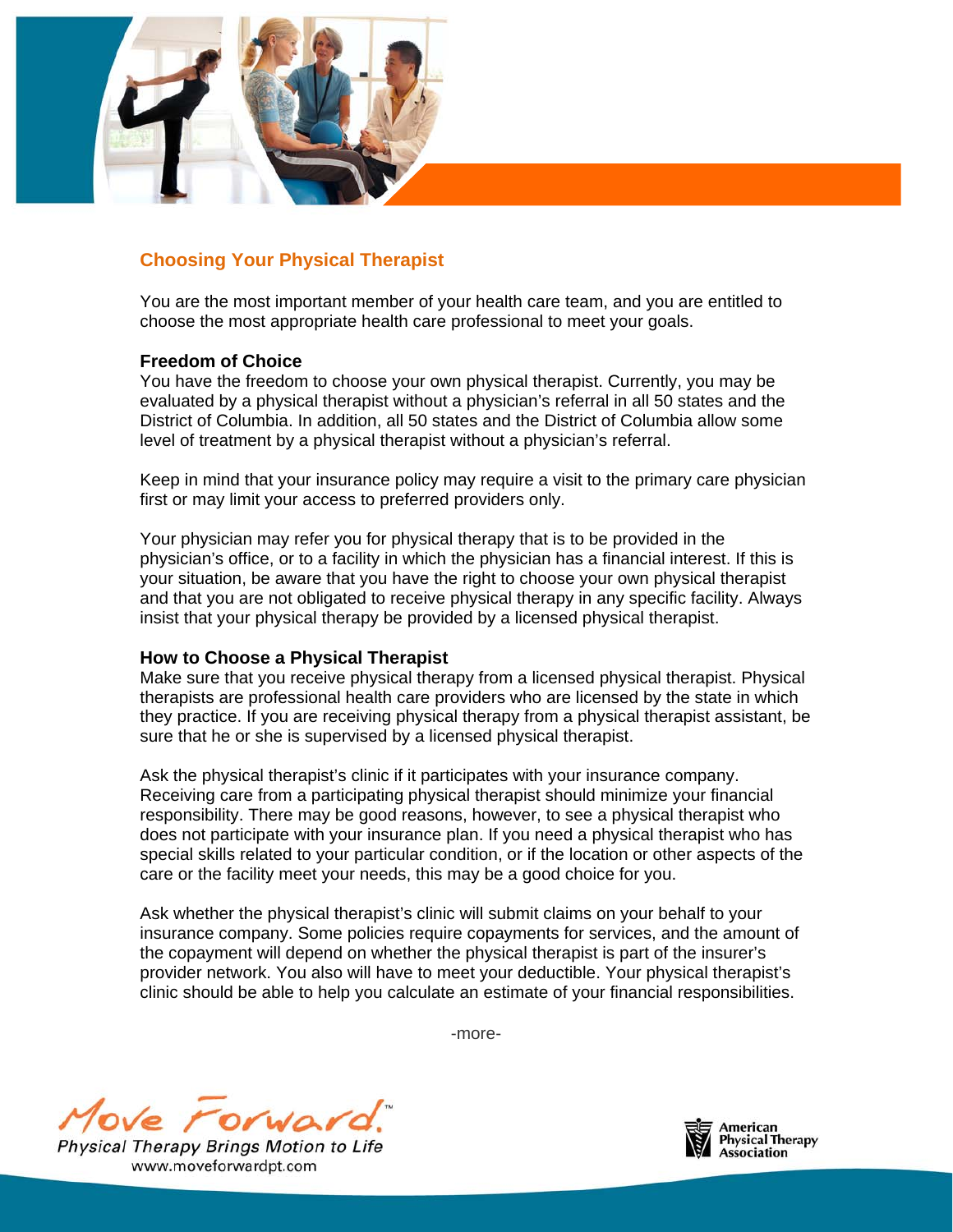## Choosing Your Physical Therapist

You are the most important member of your health care team, and you are entitled to choose the most appropriate health care professional to meet your goals.

### Freedom of Choice

You have the freedom to choose your own physical therapist. Currently, you may be evaluated by a physical therapist without a physician's referral in all 50 states and the District of Columbia. In addition, all 50 states and the District of Columbia allow some level of treatment by a physical therapist without a physician's referral.

Keep in mind that your insurance policy may require a visit to the primary care physician first or may limit your access to preferred providers only.

Your physician may refer you for physical therapy that is to be provided in the physician's office, or to a facility in which the physician has a financial interest. If this is your situation, be aware that you have the right to choose your own physical therapist and that you are not obligated to receive physical therapy in any specific facility. Always insist that your physical therapy be provided by a licensed physical therapist.

### How to Choose a Physical Therapist

Make sure that you receive physical therapy from a licensed physical therapist. Physical therapists are professional health care providers who are licensed by the state in which they practice. If you are receiving physical therapy from a physical therapist assistant, be sure that he or she is supervised by a licensed physical therapist.

Ask the physical therapist's clinic if it participates with your insurance company. Receiving care from a participating physical therapist should minimize your financial responsibility. There may be good reasons, however, to see a physical therapist who does not participate with your insurance plan. If you need a physical therapist who has special skills related to your particular condition, or if the location or other aspects of the care or the facility meet your needs, this may be a good choice for you.

Ask whether the physical therapist's clinic will submit claims on your behalf to your insurance company. Some policies require copayments for services, and the amount of the copayment will depend on whether the physical therapist is part of the insurer's provider network. You also will have to meet your deductible. Your physical therapist's clinic should be able to help you calculate an estimate of your financial responsibilities.

-more-

Move Forward.™ Physical Therapy Brings Motion to Life
www.moveforwardpt.com

American Physical Therapy Association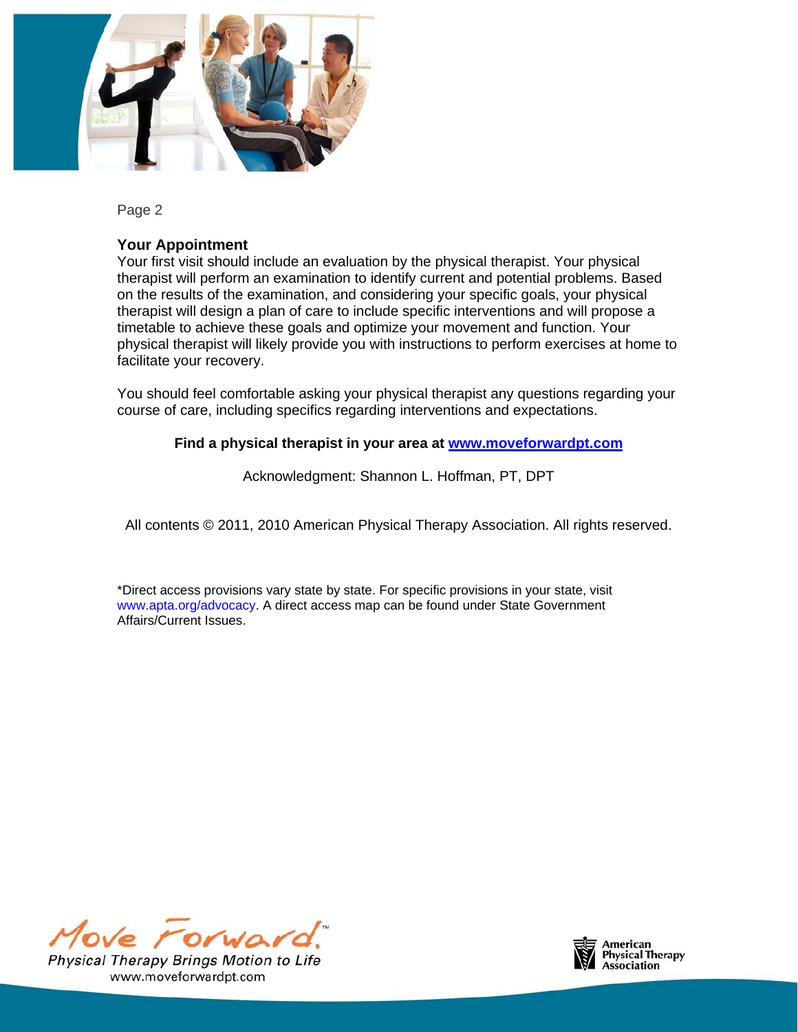## Your Appointment

Your first visit should include an evaluation by the physical therapist. Your physical therapist will perform an examination to identify current and potential problems. Based on the results of the examination, and considering your specific goals, your physical therapist will design a plan of care to include specific interventions and will propose a timetable to achieve these goals and optimize your movement and function. Your physical therapist will likely provide you with instructions to perform exercises at home to facilitate your recovery.

You should feel comfortable asking your physical therapist any questions regarding your course of care, including specifics regarding interventions and expectations.

**Find a physical therapist in your area at [www.moveforwardpt.com](http://www.moveforwardpt.com)**

Acknowledgment: Shannon L. Hoffman, PT, DPT

All contents © 2011, 2010 American Physical Therapy Association. All rights reserved.

*Direct access provisions vary state by state. For specific provisions in your state, visit www.apta.org/advocacy. A direct access map can be found under State Government Affairs/Current Issues.

Move Forward.™
Physical Therapy Brings Motion to Life
www.moveforwardpt.com

American Physical Therapy Association